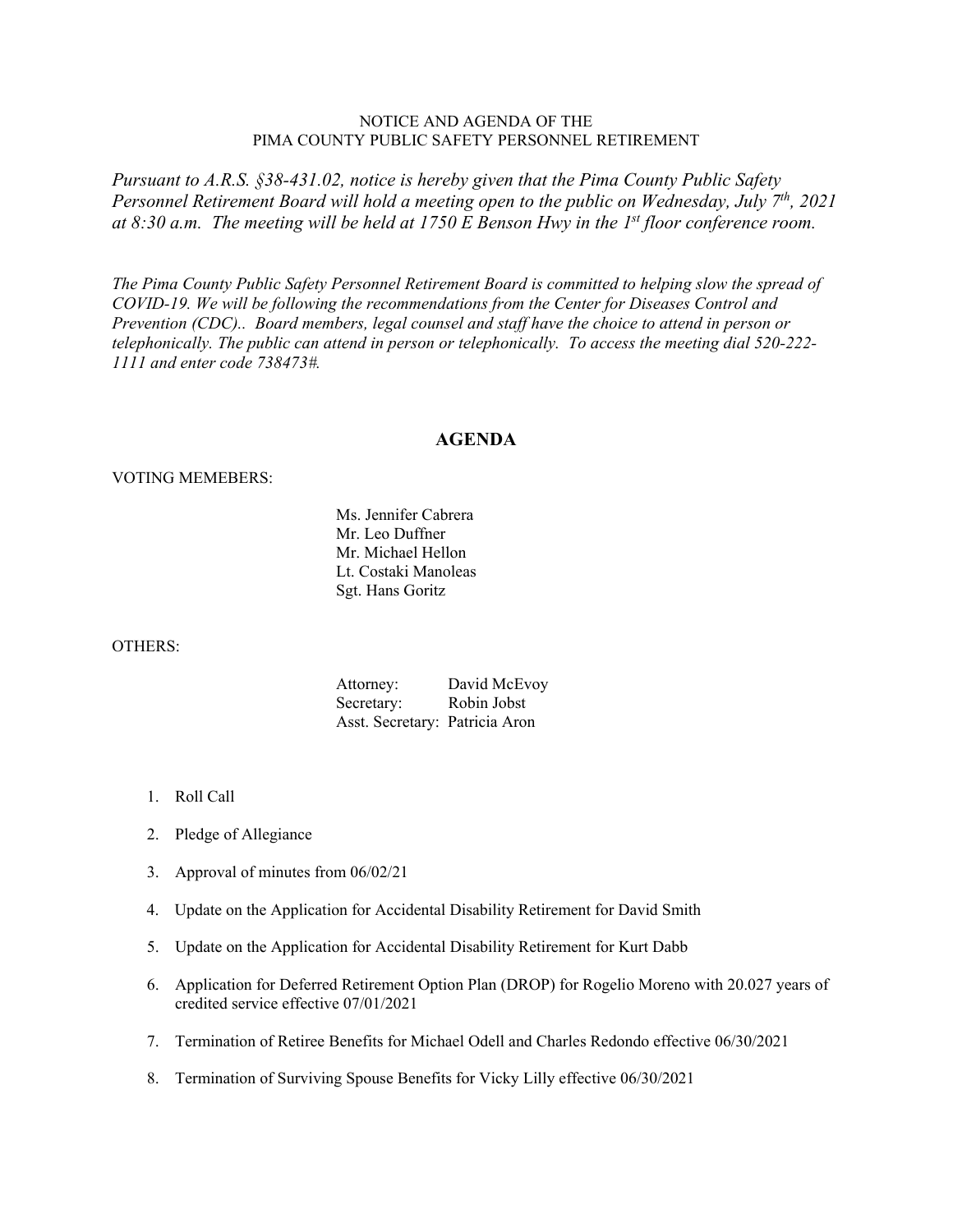NOTICE AND AGENDA OF THE
PIMA COUNTY PUBLIC SAFETY PERSONNEL RETIREMENT

*Pursuant to A.R.S. §38-431.02, notice is hereby given that the Pima County Public Safety Personnel Retirement Board will hold a meeting open to the public on Wednesday, July 7th, 2021 at 8:30 a.m. The meeting will be held at 1750 E Benson Hwy in the 1st floor conference room.*

*The Pima County Public Safety Personnel Retirement Board is committed to helping slow the spread of COVID-19. We will be following the recommendations from the Center for Diseases Control and Prevention (CDC).. Board members, legal counsel and staff have the choice to attend in person or telephonically. The public can attend in person or telephonically. To access the meeting dial 520-222-1111 and enter code 738473#.*

## AGENDA

VOTING MEMEBERS:

Ms. Jennifer Cabrera
Mr. Leo Duffner
Mr. Michael Hellon
Lt. Costaki Manoleas
Sgt. Hans Goritz

OTHERS:

Attorney: David McEvoy
Secretary: Robin Jobst
Asst. Secretary: Patricia Aron

1. Roll Call
2. Pledge of Allegiance
3. Approval of minutes from 06/02/21
4. Update on the Application for Accidental Disability Retirement for David Smith
5. Update on the Application for Accidental Disability Retirement for Kurt Dabb
6. Application for Deferred Retirement Option Plan (DROP) for Rogelio Moreno with 20.027 years of credited service effective 07/01/2021
7. Termination of Retiree Benefits for Michael Odell and Charles Redondo effective 06/30/2021
8. Termination of Surviving Spouse Benefits for Vicky Lilly effective 06/30/2021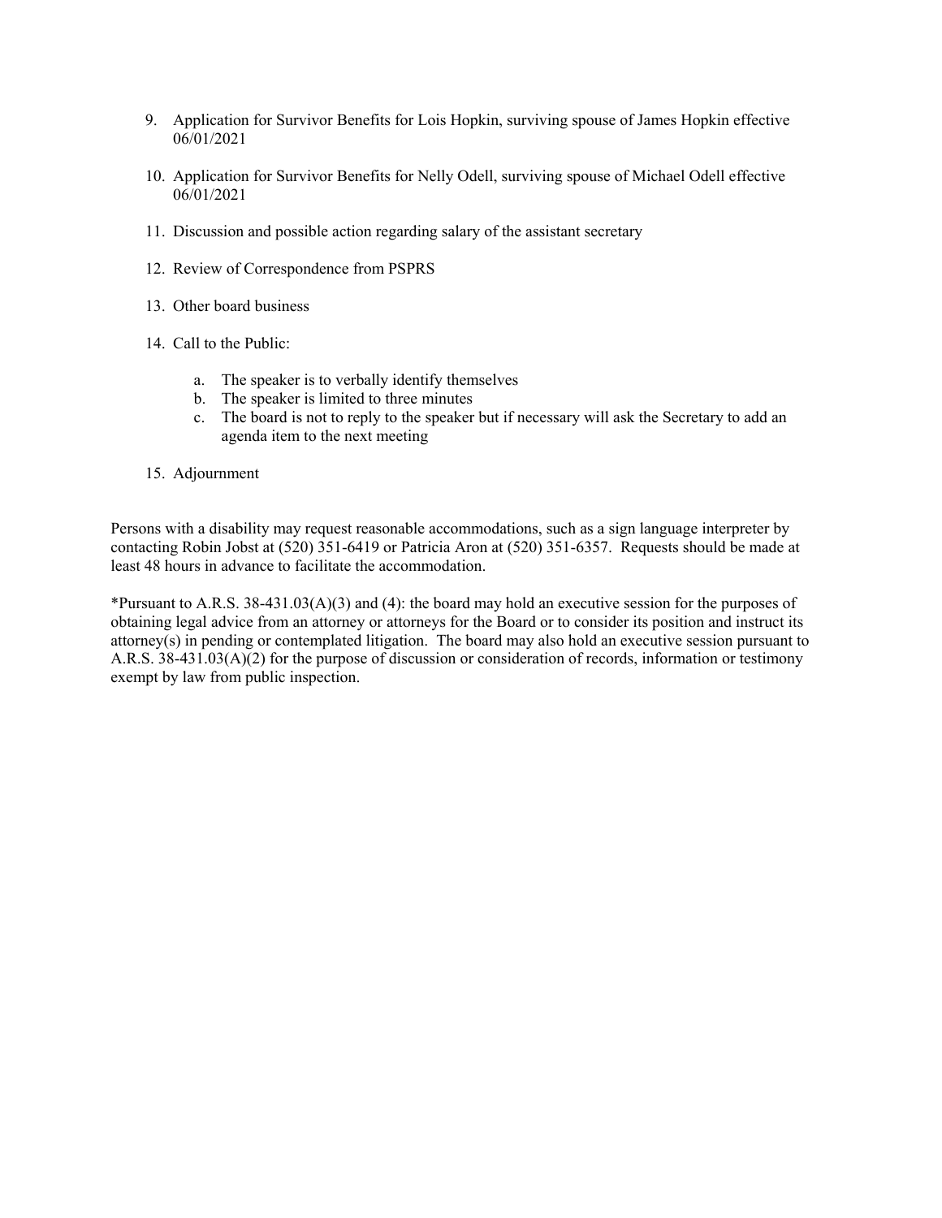9. Application for Survivor Benefits for Lois Hopkin, surviving spouse of James Hopkin effective 06/01/2021

10. Application for Survivor Benefits for Nelly Odell, surviving spouse of Michael Odell effective 06/01/2021

11. Discussion and possible action regarding salary of the assistant secretary

12. Review of Correspondence from PSPRS

13. Other board business

14. Call to the Public:

    a. The speaker is to verbally identify themselves
    b. The speaker is limited to three minutes
    c. The board is not to reply to the speaker but if necessary will ask the Secretary to add an agenda item to the next meeting

15. Adjournment

Persons with a disability may request reasonable accommodations, such as a sign language interpreter by contacting Robin Jobst at (520) 351-6419 or Patricia Aron at (520) 351-6357. Requests should be made at least 48 hours in advance to facilitate the accommodation.

*Pursuant to A.R.S. 38-431.03(A)(3) and (4): the board may hold an executive session for the purposes of obtaining legal advice from an attorney or attorneys for the Board or to consider its position and instruct its attorney(s) in pending or contemplated litigation. The board may also hold an executive session pursuant to A.R.S. 38-431.03(A)(2) for the purpose of discussion or consideration of records, information or testimony exempt by law from public inspection.